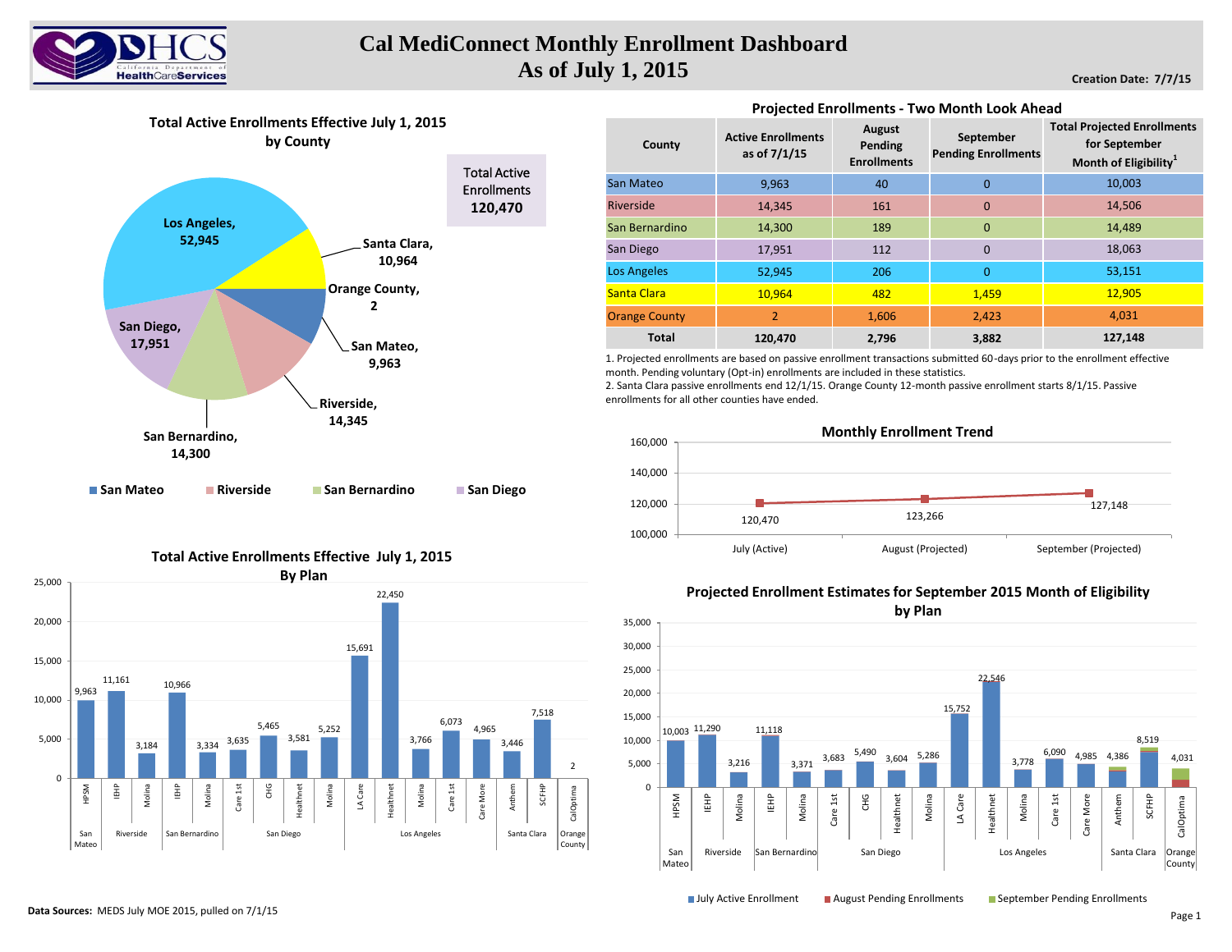# Cal MediConnect Monthly Enrollment Dashboard
## As of July 1, 2015

**Creation Date: 7/7/15**

### Total Active Enrollments Effective July 1, 2015 by County

**Total Active Enrollments 120,470**

- Los Angeles, 52,945
- Santa Clara, 10,964
- Orange County, 2
- San Mateo, 9,963
- Riverside, 14,345
- San Bernardino, 14,300
- San Diego, 17,951

### Projected Enrollments - Two Month Look Ahead

| County | Active Enrollments as of 7/1/15 | August Pending Enrollments | September Pending Enrollments | Total Projected Enrollments for September Month of Eligibility[1] |
|---|---|---|---|---|
| San Mateo | 9,963 | 40 | 0 | 10,003 |
| Riverside | 14,345 | 161 | 0 | 14,506 |
| San Bernardino | 14,300 | 189 | 0 | 14,489 |
| San Diego | 17,951 | 112 | 0 | 18,063 |
| Los Angeles | 52,945 | 206 | 0 | 53,151 |
| Santa Clara | 10,964 | 482 | 1,459 | 12,905 |
| Orange County | 2 | 1,606 | 2,423 | 4,031 |
| **Total** | **120,470** | **2,796** | **3,882** | **127,148** |

1. Projected enrollments are based on passive enrollment transactions submitted 60-days prior to the enrollment effective month. Pending voluntary (Opt-in) enrollments are included in these statistics.
2. Santa Clara passive enrollments end 12/1/15. Orange County 12-month passive enrollment starts 8/1/15. Passive enrollments for all other counties have ended.

### Monthly Enrollment Trend

| Month | Enrollment |
|---|---|
| July (Active) | 120,470 |
| August (Projected) | 123,266 |
| September (Projected) | 127,148 |

### Total Active Enrollments Effective July 1, 2015 By Plan

| County | Plan | Enrollment |
|---|---|---|
| San Mateo | HPSM | 9,963 |
| Riverside | IEHP | 11,161 |
| Riverside | Molina | 3,184 |
| San Bernardino | IEHP | 10,966 |
| San Bernardino | Molina | 3,334 |
| San Diego | Care 1st | 3,635 |
| San Diego | CHG | 5,465 |
| San Diego | Healthnet | 3,581 |
| San Diego | Molina | 5,252 |
| Los Angeles | LA Care | 15,691 |
| Los Angeles | Healthnet | 22,450 |
| Los Angeles | Molina | 3,766 |
| Los Angeles | Care 1st | 6,073 |
| Los Angeles | Care More | 4,965 |
| Santa Clara | Anthem | 3,446 |
| Santa Clara | SCFHP | 7,518 |
| Orange County | CalOptima | 2 |

### Projected Enrollment Estimates for September 2015 Month of Eligibility by Plan

| County | Plan | Projected Enrollment |
|---|---|---|
| San Mateo | HPSM | 10,003 |
| Riverside | IEHP | 11,290 |
| Riverside | Molina | 3,216 |
| San Bernardino | IEHP | 11,118 |
| San Bernardino | Molina | 3,371 |
| San Diego | Care 1st | 3,683 |
| San Diego | CHG | 5,490 |
| San Diego | Healthnet | 3,604 |
| San Diego | Molina | 5,286 |
| Los Angeles | LA Care | 15,752 |
| Los Angeles | Healthnet | 22,546 |
| Los Angeles | Molina | 3,778 |
| Los Angeles | Care 1st | 6,090 |
| Los Angeles | Care More | 4,985 |
| Santa Clara | Anthem | 4,386 |
| Santa Clara | SCFHP | 8,519 |
| Orange County | CalOptima | 4,031 |

Legend: July Active Enrollment; August Pending Enrollments; September Pending Enrollments

**Data Sources:** MEDS July MOE 2015, pulled on 7/1/15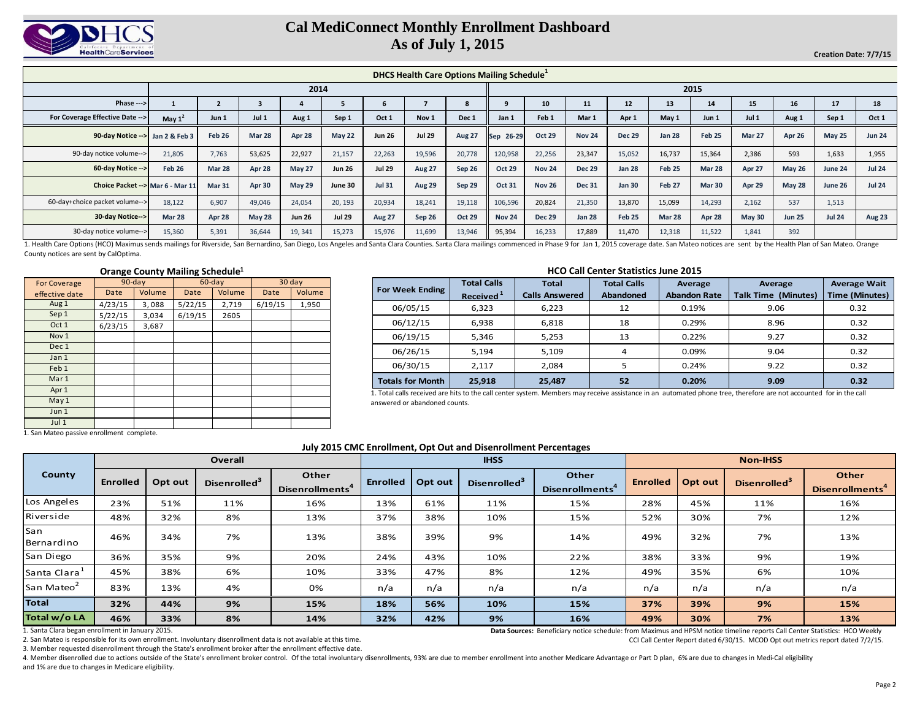# Cal MediConnect Monthly Enrollment Dashboard
# As of July 1, 2015

Creation Date: 7/7/15

## DHCS Health Care Options Mailing Schedule[1]

| | 2014 | | | | | | | | 2015 | | | | | | | | | |
|---|---|---|---|---|---|---|---|---|---|---|---|---|---|---|---|---|---|---|
| Phase ---> | 1 | 2 | 3 | 4 | 5 | 6 | 7 | 8 | 9 | 10 | 11 | 12 | 13 | 14 | 15 | 16 | 17 | 18 |
| For Coverage Effective Date --> | May 1[2] | Jun 1 | Jul 1 | Aug 1 | Sep 1 | Oct 1 | Nov 1 | Dec 1 | Jan 1 | Feb 1 | Mar 1 | Apr 1 | May 1 | Jun 1 | Jul 1 | Aug 1 | Sep 1 | Oct 1 |
| 90-day Notice --> | Jan 2 & Feb 3 | Feb 26 | Mar 28 | Apr 28 | May 22 | Jun 26 | Jul 29 | Aug 27 | Sep 26-29 | Oct 29 | Nov 24 | Dec 29 | Jan 28 | Feb 25 | Mar 27 | Apr 26 | May 25 | Jun 24 |
| 90-day notice volume--> | 21,805 | 7,763 | 53,625 | 22,927 | 21,157 | 22,263 | 19,596 | 20,778 | 120,958 | 22,256 | 23,347 | 15,052 | 16,737 | 15,364 | 2,386 | 593 | 1,633 | 1,955 |
| 60-day Notice --> | Feb 26 | Mar 28 | Apr 28 | May 27 | Jun 26 | Jul 29 | Aug 27 | Sep 26 | Oct 29 | Nov 24 | Dec 29 | Jan 28 | Feb 25 | Mar 28 | Apr 27 | May 26 | June 24 | Jul 24 |
| Choice Packet --> | Mar 6 - Mar 11 | Mar 31 | Apr 30 | May 29 | June 30 | Jul 31 | Aug 29 | Sep 29 | Oct 31 | Nov 26 | Dec 31 | Jan 30 | Feb 27 | Mar 30 | Apr 29 | May 28 | June 26 | Jul 24 |
| 60-day+choice packet volume--> | 18,122 | 6,907 | 49,046 | 24,054 | 20, 193 | 20,934 | 18,241 | 19,118 | 106,596 | 20,824 | 21,350 | 13,870 | 15,099 | 14,293 | 2,162 | 537 | 1,513 | |
| 30-day Notice--> | Mar 28 | Apr 28 | May 28 | Jun 26 | Jul 29 | Aug 27 | Sep 26 | Oct 29 | Nov 24 | Dec 29 | Jan 28 | Feb 25 | Mar 28 | Apr 28 | May 30 | Jun 25 | Jul 24 | Aug 23 |
| 30-day notice volume--> | 15,360 | 5,391 | 36,644 | 19, 341 | 15,273 | 15,976 | 11,699 | 13,946 | 95,394 | 16,233 | 17,889 | 11,470 | 12,318 | 11,522 | 1,841 | 392 | | |

1. Health Care Options (HCO) Maximus sends mailings for Riverside, San Bernardino, San Diego, Los Angeles and Santa Clara Counties. Santa Clara mailings commenced in Phase 9 for Jan 1, 2015 coverage date. San Mateo notices are sent by the Health Plan of San Mateo. Orange County notices are sent by CalOptima.

## Orange County Mailing Schedule[1]

| For Coverage effective date | 90-day | | 60-day | | 30 day | |
|---|---|---|---|---|---|---|
| | Date | Volume | Date | Volume | Date | Volume |
| Aug 1 | 4/23/15 | 3,088 | 5/22/15 | 2,719 | 6/19/15 | 1,950 |
| Sep 1 | 5/22/15 | 3,034 | 6/19/15 | 2605 | | |
| Oct 1 | 6/23/15 | 3,687 | | | | |
| Nov 1 | | | | | | |
| Dec 1 | | | | | | |
| Jan 1 | | | | | | |
| Feb 1 | | | | | | |
| Mar 1 | | | | | | |
| Apr 1 | | | | | | |
| May 1 | | | | | | |
| Jun 1 | | | | | | |
| Jul 1 | | | | | | |

1. San Mateo passive enrollment complete.

## HCO Call Center Statistics June 2015

| For Week Ending | Total Calls Received[1] | Total Calls Answered | Total Calls Abandoned | Average Abandon Rate | Average Talk Time (Minutes) | Average Wait Time (Minutes) |
|---|---|---|---|---|---|---|
| 06/05/15 | 6,323 | 6,223 | 12 | 0.19% | 9.06 | 0.32 |
| 06/12/15 | 6,938 | 6,818 | 18 | 0.29% | 8.96 | 0.32 |
| 06/19/15 | 5,346 | 5,253 | 13 | 0.22% | 9.27 | 0.32 |
| 06/26/15 | 5,194 | 5,109 | 4 | 0.09% | 9.04 | 0.32 |
| 06/30/15 | 2,117 | 2,084 | 5 | 0.24% | 9.22 | 0.32 |
| **Totals for Month** | **25,918** | **25,487** | **52** | **0.20%** | **9.09** | **0.32** |

1. Total calls received are hits to the call center system. Members may receive assistance in an automated phone tree, therefore are not accounted for in the call answered or abandoned counts.

## July 2015 CMC Enrollment, Opt Out and Disenrollment Percentages

| County | Overall | | | | IHSS | | | | Non-IHSS | | | |
|---|---|---|---|---|---|---|---|---|---|---|---|---|
| | Enrolled | Opt out | Disenrolled[3] | Other Disenrollments[4] | Enrolled | Opt out | Disenrolled[3] | Other Disenrollments[4] | Enrolled | Opt out | Disenrolled[3] | Other Disenrollments[4] |
| Los Angeles | 23% | 51% | 11% | 16% | 13% | 61% | 11% | 15% | 28% | 45% | 11% | 16% |
| Riverside | 48% | 32% | 8% | 13% | 37% | 38% | 10% | 15% | 52% | 30% | 7% | 12% |
| San Bernardino | 46% | 34% | 7% | 13% | 38% | 39% | 9% | 14% | 49% | 32% | 7% | 13% |
| San Diego | 36% | 35% | 9% | 20% | 24% | 43% | 10% | 22% | 38% | 33% | 9% | 19% |
| Santa Clara[1] | 45% | 38% | 6% | 10% | 33% | 47% | 8% | 12% | 49% | 35% | 6% | 10% |
| San Mateo[2] | 83% | 13% | 4% | 0% | n/a | n/a | n/a | n/a | n/a | n/a | n/a | n/a |
| **Total** | **32%** | **44%** | **9%** | **15%** | **18%** | **56%** | **10%** | **15%** | **37%** | **39%** | **9%** | **15%** |
| **Total w/o LA** | **46%** | **33%** | **8%** | **14%** | **32%** | **42%** | **9%** | **16%** | **49%** | **30%** | **7%** | **13%** |

1. Santa Clara began enrollment in January 2015.
2. San Mateo is responsible for its own enrollment. Involuntary disenrollment data is not available at this time.
3. Member requested disenrollment through the State's enrollment broker after the enrollment effective date.
4. Member disenrolled due to actions outside of the State's enrollment broker control. Of the total involuntary disenrollments, 93% are due to member enrollment into another Medicare Advantage or Part D plan, 6% are due to changes in Medi-Cal eligibility and 1% are due to changes in Medicare eligibility.

**Data Sources:** Beneficiary notice schedule: from Maximus and HPSM notice timeline reports Call Center Statistics: HCO Weekly CCI Call Center Report dated 6/30/15. MCOD Opt out metrics report dated 7/2/15.